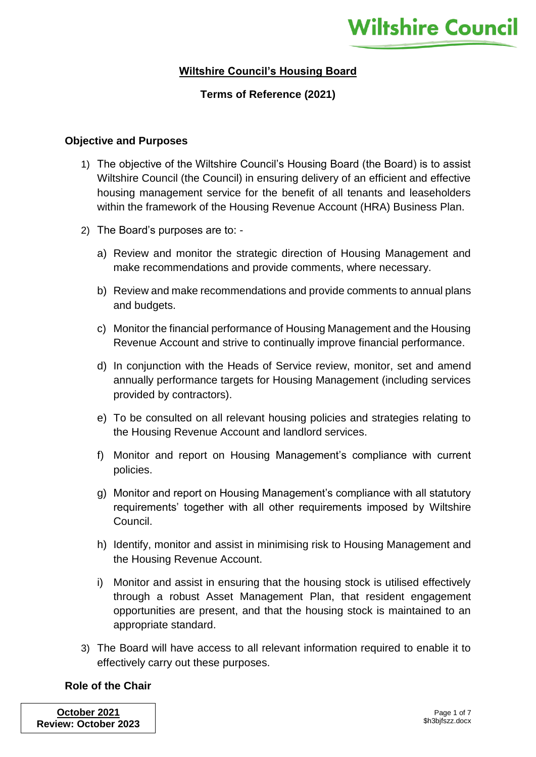# Wiltshire Council's Housing Board

## Terms of Reference (2021)

### Objective and Purposes

1) The objective of the Wiltshire Council's Housing Board (the Board) is to assist Wiltshire Council (the Council) in ensuring delivery of an efficient and effective housing management service for the benefit of all tenants and leaseholders within the framework of the Housing Revenue Account (HRA) Business Plan.

2) The Board's purposes are to: -

   a) Review and monitor the strategic direction of Housing Management and make recommendations and provide comments, where necessary.

   b) Review and make recommendations and provide comments to annual plans and budgets.

   c) Monitor the financial performance of Housing Management and the Housing Revenue Account and strive to continually improve financial performance.

   d) In conjunction with the Heads of Service review, monitor, set and amend annually performance targets for Housing Management (including services provided by contractors).

   e) To be consulted on all relevant housing policies and strategies relating to the Housing Revenue Account and landlord services.

   f) Monitor and report on Housing Management's compliance with current policies.

   g) Monitor and report on Housing Management's compliance with all statutory requirements' together with all other requirements imposed by Wiltshire Council.

   h) Identify, monitor and assist in minimising risk to Housing Management and the Housing Revenue Account.

   i) Monitor and assist in ensuring that the housing stock is utilised effectively through a robust Asset Management Plan, that resident engagement opportunities are present, and that the housing stock is maintained to an appropriate standard.

3) The Board will have access to all relevant information required to enable it to effectively carry out these purposes.

### Role of the Chair

**October 2021**
**Review: October 2023**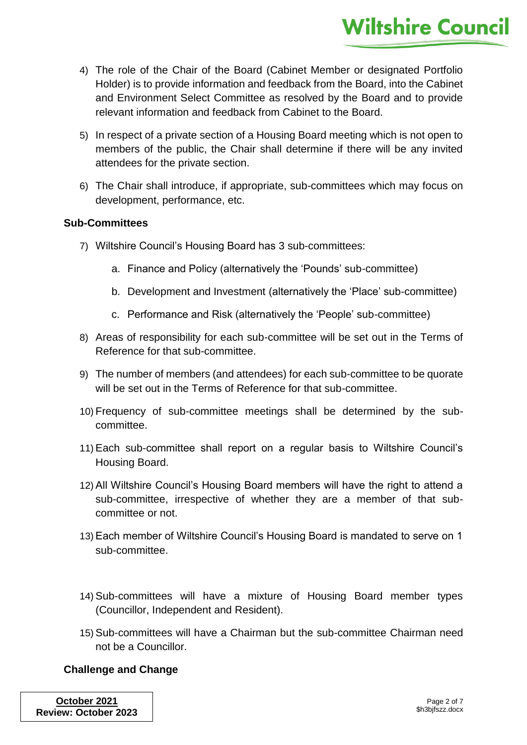4) The role of the Chair of the Board (Cabinet Member or designated Portfolio Holder) is to provide information and feedback from the Board, into the Cabinet and Environment Select Committee as resolved by the Board and to provide relevant information and feedback from Cabinet to the Board.

5) In respect of a private section of a Housing Board meeting which is not open to members of the public, the Chair shall determine if there will be any invited attendees for the private section.

6) The Chair shall introduce, if appropriate, sub-committees which may focus on development, performance, etc.

**Sub-Committees**

7) Wiltshire Council's Housing Board has 3 sub-committees:

    a. Finance and Policy (alternatively the 'Pounds' sub-committee)

    b. Development and Investment (alternatively the 'Place' sub-committee)

    c. Performance and Risk (alternatively the 'People' sub-committee)

8) Areas of responsibility for each sub-committee will be set out in the Terms of Reference for that sub-committee.

9) The number of members (and attendees) for each sub-committee to be quorate will be set out in the Terms of Reference for that sub-committee.

10) Frequency of sub-committee meetings shall be determined by the sub-committee.

11) Each sub-committee shall report on a regular basis to Wiltshire Council's Housing Board.

12) All Wiltshire Council's Housing Board members will have the right to attend a sub-committee, irrespective of whether they are a member of that sub-committee or not.

13) Each member of Wiltshire Council's Housing Board is mandated to serve on 1 sub-committee.

14) Sub-committees will have a mixture of Housing Board member types (Councillor, Independent and Resident).

15) Sub-committees will have a Chairman but the sub-committee Chairman need not be a Councillor.

**Challenge and Change**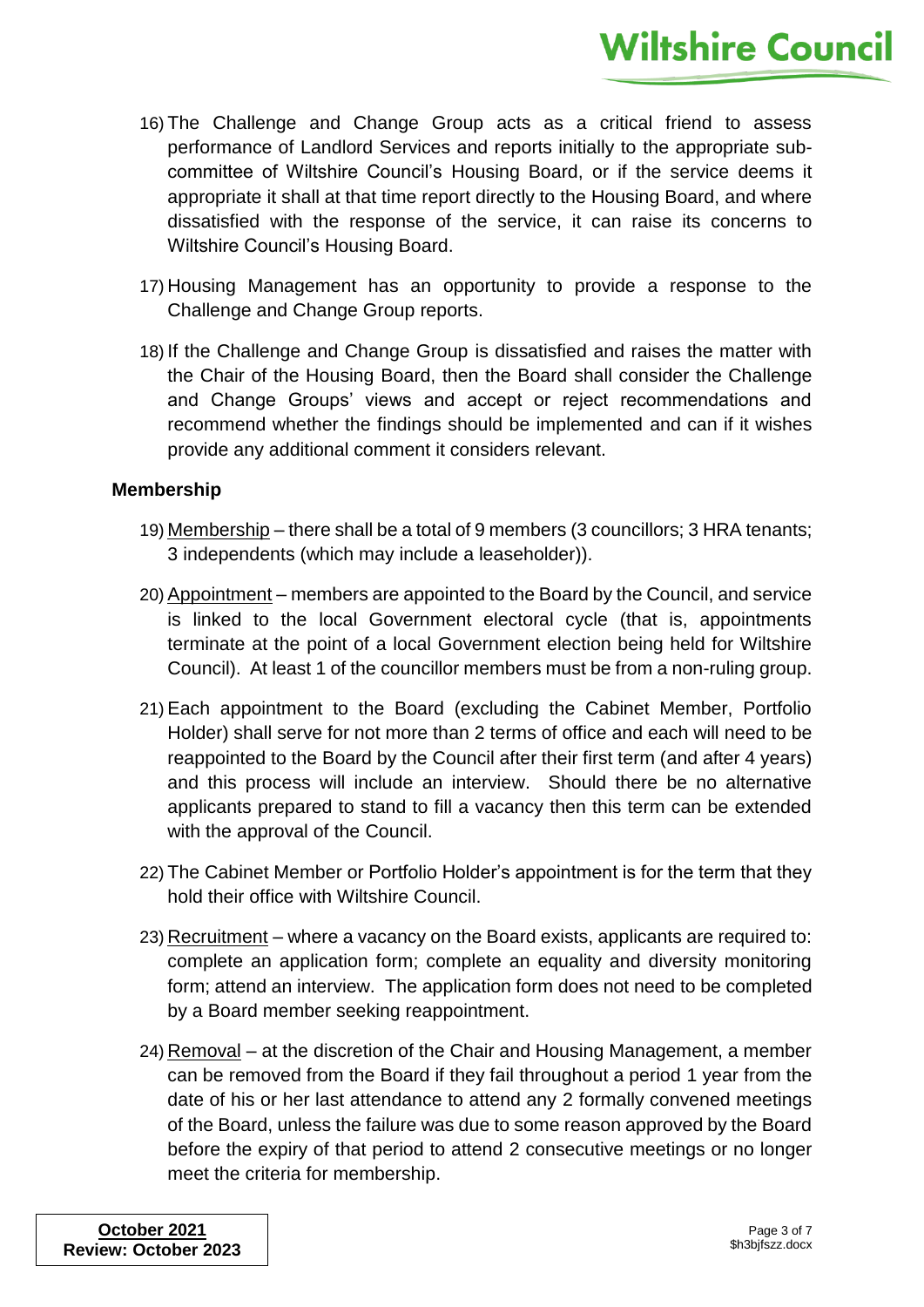16) The Challenge and Change Group acts as a critical friend to assess performance of Landlord Services and reports initially to the appropriate sub-committee of Wiltshire Council's Housing Board, or if the service deems it appropriate it shall at that time report directly to the Housing Board, and where dissatisfied with the response of the service, it can raise its concerns to Wiltshire Council's Housing Board.

17) Housing Management has an opportunity to provide a response to the Challenge and Change Group reports.

18) If the Challenge and Change Group is dissatisfied and raises the matter with the Chair of the Housing Board, then the Board shall consider the Challenge and Change Groups' views and accept or reject recommendations and recommend whether the findings should be implemented and can if it wishes provide any additional comment it considers relevant.

**Membership**

19) Membership – there shall be a total of 9 members (3 councillors; 3 HRA tenants; 3 independents (which may include a leaseholder)).

20) Appointment – members are appointed to the Board by the Council, and service is linked to the local Government electoral cycle (that is, appointments terminate at the point of a local Government election being held for Wiltshire Council). At least 1 of the councillor members must be from a non-ruling group.

21) Each appointment to the Board (excluding the Cabinet Member, Portfolio Holder) shall serve for not more than 2 terms of office and each will need to be reappointed to the Board by the Council after their first term (and after 4 years) and this process will include an interview. Should there be no alternative applicants prepared to stand to fill a vacancy then this term can be extended with the approval of the Council.

22) The Cabinet Member or Portfolio Holder's appointment is for the term that they hold their office with Wiltshire Council.

23) Recruitment – where a vacancy on the Board exists, applicants are required to: complete an application form; complete an equality and diversity monitoring form; attend an interview. The application form does not need to be completed by a Board member seeking reappointment.

24) Removal – at the discretion of the Chair and Housing Management, a member can be removed from the Board if they fail throughout a period 1 year from the date of his or her last attendance to attend any 2 formally convened meetings of the Board, unless the failure was due to some reason approved by the Board before the expiry of that period to attend 2 consecutive meetings or no longer meet the criteria for membership.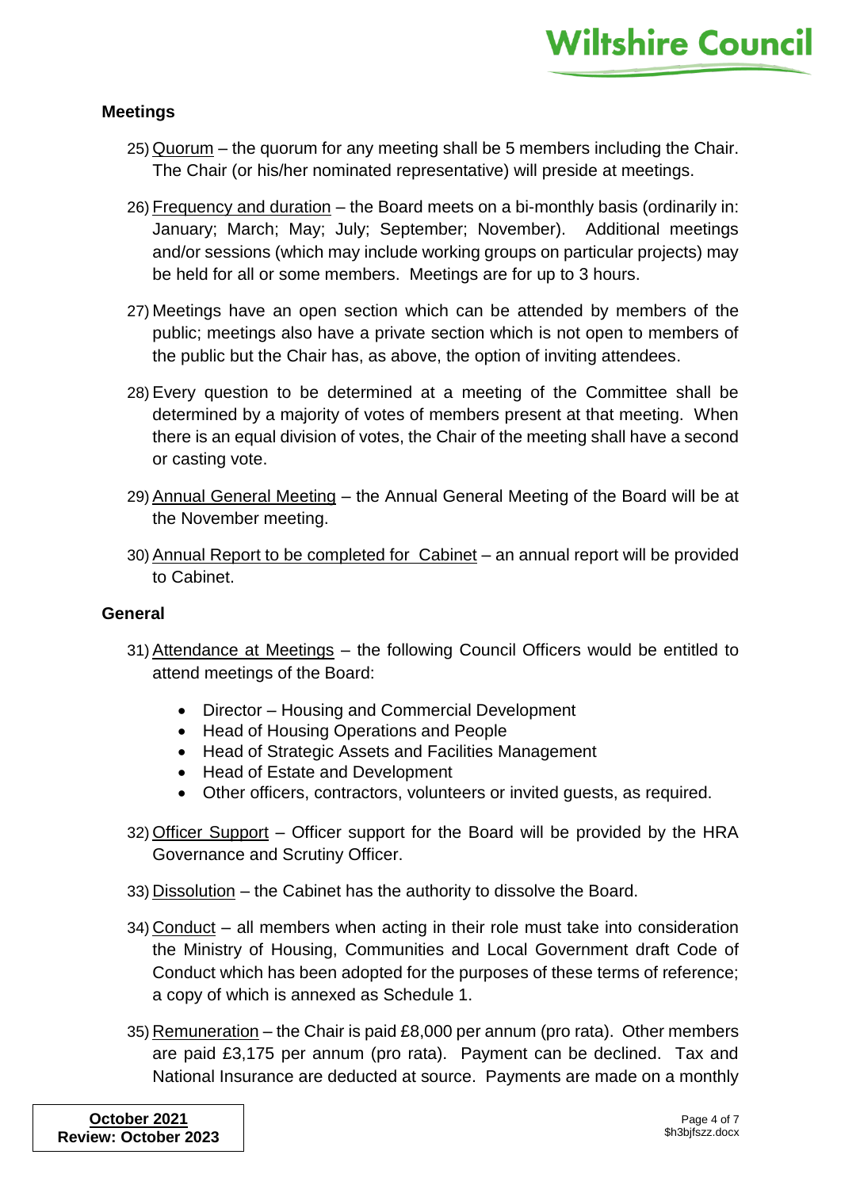## Meetings

25) Quorum – the quorum for any meeting shall be 5 members including the Chair. The Chair (or his/her nominated representative) will preside at meetings.

26) Frequency and duration – the Board meets on a bi-monthly basis (ordinarily in: January; March; May; July; September; November). Additional meetings and/or sessions (which may include working groups on particular projects) may be held for all or some members. Meetings are for up to 3 hours.

27) Meetings have an open section which can be attended by members of the public; meetings also have a private section which is not open to members of the public but the Chair has, as above, the option of inviting attendees.

28) Every question to be determined at a meeting of the Committee shall be determined by a majority of votes of members present at that meeting. When there is an equal division of votes, the Chair of the meeting shall have a second or casting vote.

29) Annual General Meeting – the Annual General Meeting of the Board will be at the November meeting.

30) Annual Report to be completed for Cabinet – an annual report will be provided to Cabinet.

## General

31) Attendance at Meetings – the following Council Officers would be entitled to attend meetings of the Board:

- Director – Housing and Commercial Development
- Head of Housing Operations and People
- Head of Strategic Assets and Facilities Management
- Head of Estate and Development
- Other officers, contractors, volunteers or invited guests, as required.

32) Officer Support – Officer support for the Board will be provided by the HRA Governance and Scrutiny Officer.

33) Dissolution – the Cabinet has the authority to dissolve the Board.

34) Conduct – all members when acting in their role must take into consideration the Ministry of Housing, Communities and Local Government draft Code of Conduct which has been adopted for the purposes of these terms of reference; a copy of which is annexed as Schedule 1.

35) Remuneration – the Chair is paid £8,000 per annum (pro rata). Other members are paid £3,175 per annum (pro rata). Payment can be declined. Tax and National Insurance are deducted at source. Payments are made on a monthly

**October 2021**
**Review: October 2023**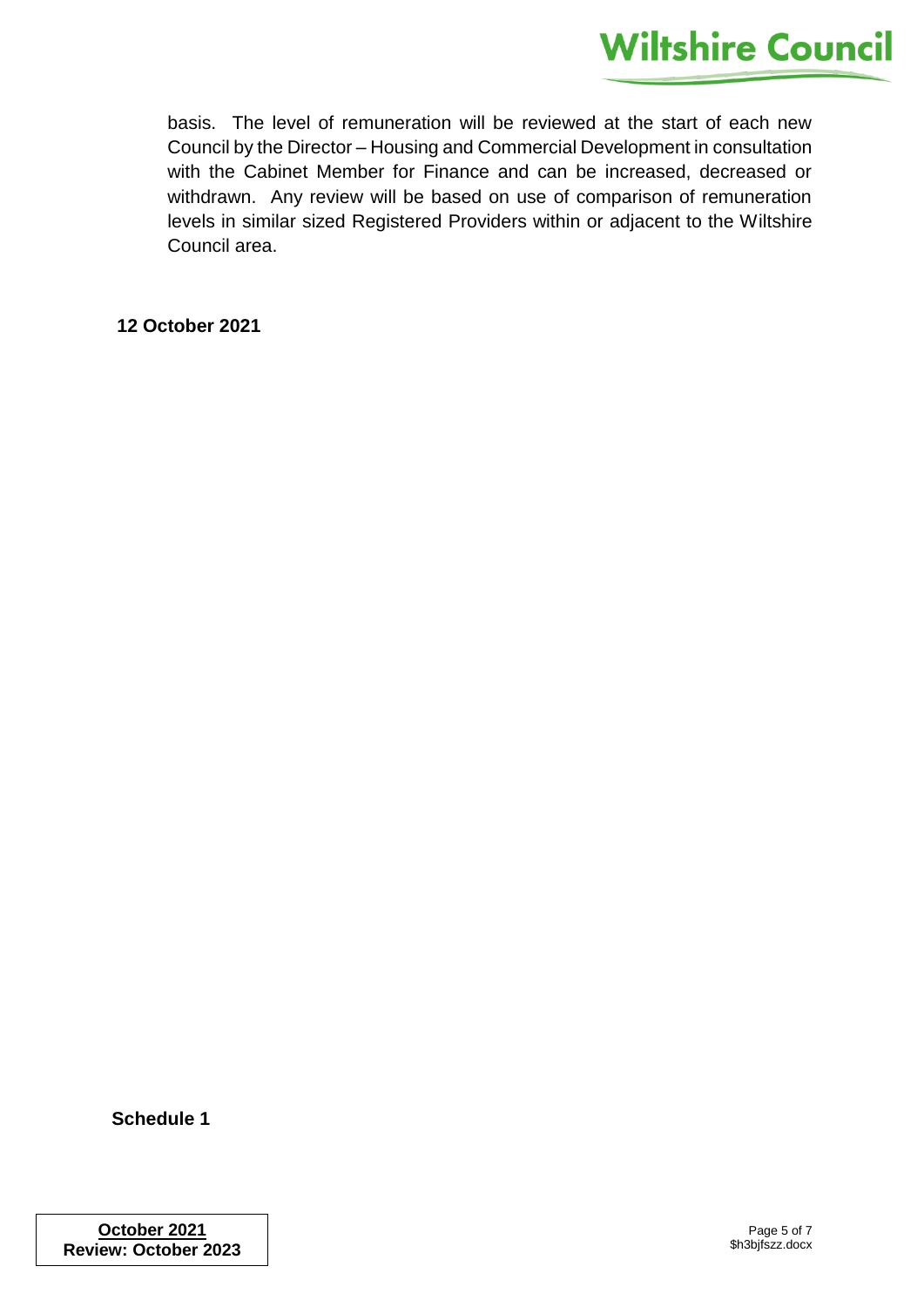basis. The level of remuneration will be reviewed at the start of each new Council by the Director – Housing and Commercial Development in consultation with the Cabinet Member for Finance and can be increased, decreased or withdrawn. Any review will be based on use of comparison of remuneration levels in similar sized Registered Providers within or adjacent to the Wiltshire Council area.

**12 October 2021**

**Schedule 1**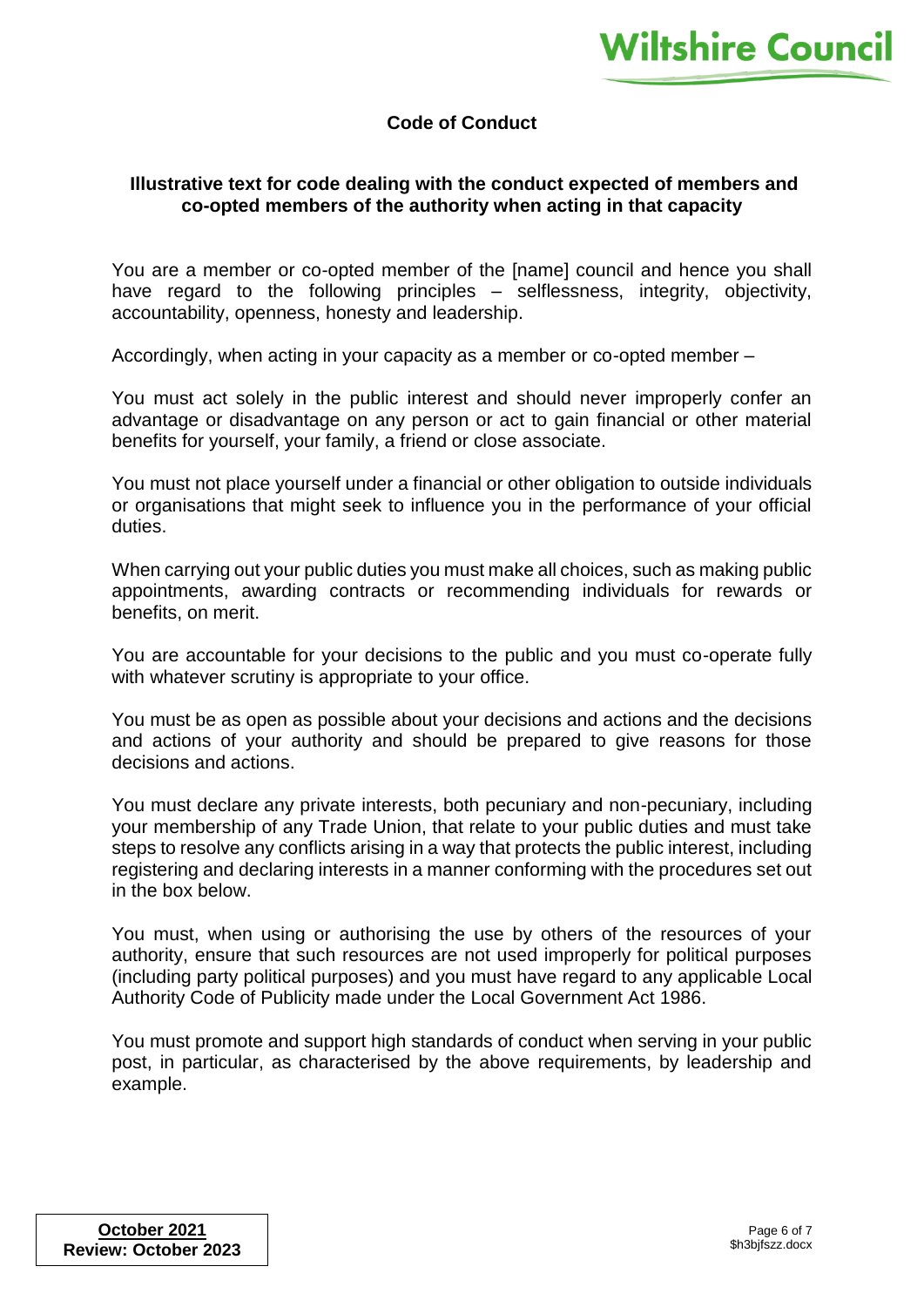## Code of Conduct

### Illustrative text for code dealing with the conduct expected of members and co-opted members of the authority when acting in that capacity

You are a member or co-opted member of the [name] council and hence you shall have regard to the following principles – selflessness, integrity, objectivity, accountability, openness, honesty and leadership.

Accordingly, when acting in your capacity as a member or co-opted member –

You must act solely in the public interest and should never improperly confer an advantage or disadvantage on any person or act to gain financial or other material benefits for yourself, your family, a friend or close associate.

You must not place yourself under a financial or other obligation to outside individuals or organisations that might seek to influence you in the performance of your official duties.

When carrying out your public duties you must make all choices, such as making public appointments, awarding contracts or recommending individuals for rewards or benefits, on merit.

You are accountable for your decisions to the public and you must co-operate fully with whatever scrutiny is appropriate to your office.

You must be as open as possible about your decisions and actions and the decisions and actions of your authority and should be prepared to give reasons for those decisions and actions.

You must declare any private interests, both pecuniary and non-pecuniary, including your membership of any Trade Union, that relate to your public duties and must take steps to resolve any conflicts arising in a way that protects the public interest, including registering and declaring interests in a manner conforming with the procedures set out in the box below.

You must, when using or authorising the use by others of the resources of your authority, ensure that such resources are not used improperly for political purposes (including party political purposes) and you must have regard to any applicable Local Authority Code of Publicity made under the Local Government Act 1986.

You must promote and support high standards of conduct when serving in your public post, in particular, as characterised by the above requirements, by leadership and example.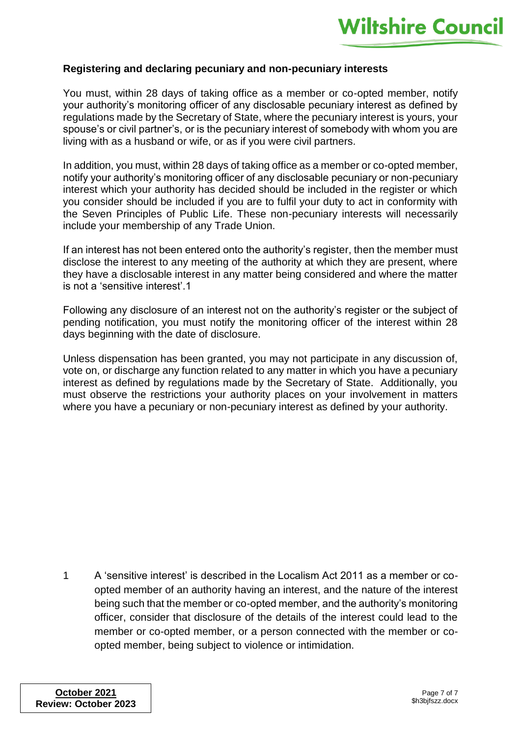**Registering and declaring pecuniary and non-pecuniary interests**

You must, within 28 days of taking office as a member or co-opted member, notify your authority's monitoring officer of any disclosable pecuniary interest as defined by regulations made by the Secretary of State, where the pecuniary interest is yours, your spouse's or civil partner's, or is the pecuniary interest of somebody with whom you are living with as a husband or wife, or as if you were civil partners.

In addition, you must, within 28 days of taking office as a member or co-opted member, notify your authority's monitoring officer of any disclosable pecuniary or non-pecuniary interest which your authority has decided should be included in the register or which you consider should be included if you are to fulfil your duty to act in conformity with the Seven Principles of Public Life. These non-pecuniary interests will necessarily include your membership of any Trade Union.

If an interest has not been entered onto the authority's register, then the member must disclose the interest to any meeting of the authority at which they are present, where they have a disclosable interest in any matter being considered and where the matter is not a 'sensitive interest'.[1]

Following any disclosure of an interest not on the authority's register or the subject of pending notification, you must notify the monitoring officer of the interest within 28 days beginning with the date of disclosure.

Unless dispensation has been granted, you may not participate in any discussion of, vote on, or discharge any function related to any matter in which you have a pecuniary interest as defined by regulations made by the Secretary of State. Additionally, you must observe the restrictions your authority places on your involvement in matters where you have a pecuniary or non-pecuniary interest as defined by your authority.

1 A 'sensitive interest' is described in the Localism Act 2011 as a member or co-opted member of an authority having an interest, and the nature of the interest being such that the member or co-opted member, and the authority's monitoring officer, consider that disclosure of the details of the interest could lead to the member or co-opted member, or a person connected with the member or co-opted member, being subject to violence or intimidation.

**October 2021**
**Review: October 2023**